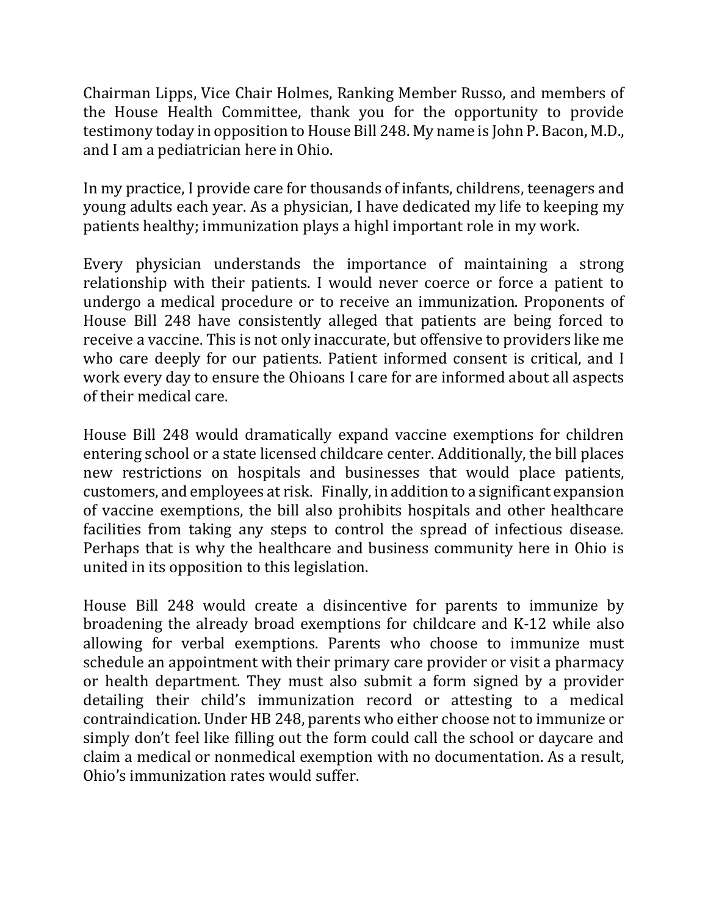Chairman Lipps, Vice Chair Holmes, Ranking Member Russo, and members of the House Health Committee, thank you for the opportunity to provide testimony today in opposition to House Bill 248. My name is John P. Bacon, M.D., and I am a pediatrician here in Ohio.

In my practice, I provide care for thousands of infants, childrens, teenagers and young adults each year. As a physician, I have dedicated my life to keeping my patients healthy; immunization plays a highl important role in my work.

Every physician understands the importance of maintaining a strong relationship with their patients. I would never coerce or force a patient to undergo a medical procedure or to receive an immunization. Proponents of House Bill 248 have consistently alleged that patients are being forced to receive a vaccine. This is not only inaccurate, but offensive to providers like me who care deeply for our patients. Patient informed consent is critical, and I work every day to ensure the Ohioans I care for are informed about all aspects of their medical care.

House Bill 248 would dramatically expand vaccine exemptions for children entering school or a state licensed childcare center. Additionally, the bill places new restrictions on hospitals and businesses that would place patients, customers, and employees at risk. Finally, in addition to a significant expansion of vaccine exemptions, the bill also prohibits hospitals and other healthcare facilities from taking any steps to control the spread of infectious disease. Perhaps that is why the healthcare and business community here in Ohio is united in its opposition to this legislation.

House Bill 248 would create a disincentive for parents to immunize by broadening the already broad exemptions for childcare and K-12 while also allowing for verbal exemptions. Parents who choose to immunize must schedule an appointment with their primary care provider or visit a pharmacy or health department. They must also submit a form signed by a provider detailing their child's immunization record or attesting to a medical contraindication. Under HB 248, parents who either choose not to immunize or simply don't feel like filling out the form could call the school or daycare and claim a medical or nonmedical exemption with no documentation. As a result, Ohio's immunization rates would suffer.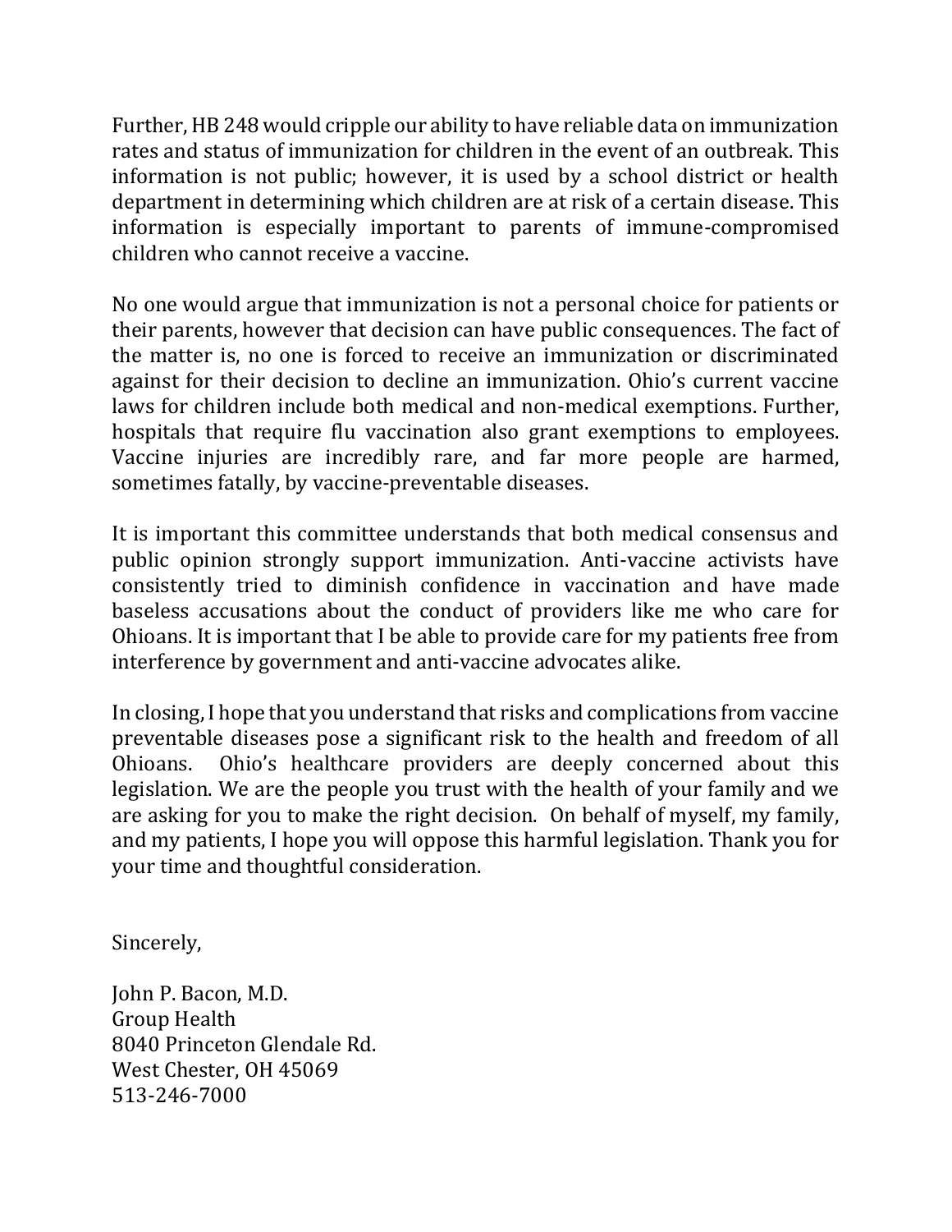Further, HB 248 would cripple our ability to have reliable data on immunization rates and status of immunization for children in the event of an outbreak. This information is not public; however, it is used by a school district or health department in determining which children are at risk of a certain disease. This information is especially important to parents of immune-compromised children who cannot receive a vaccine.

No one would argue that immunization is not a personal choice for patients or their parents, however that decision can have public consequences. The fact of the matter is, no one is forced to receive an immunization or discriminated against for their decision to decline an immunization. Ohio's current vaccine laws for children include both medical and non-medical exemptions. Further, hospitals that require flu vaccination also grant exemptions to employees. Vaccine injuries are incredibly rare, and far more people are harmed, sometimes fatally, by vaccine-preventable diseases.

It is important this committee understands that both medical consensus and public opinion strongly support immunization. Anti-vaccine activists have consistently tried to diminish confidence in vaccination and have made baseless accusations about the conduct of providers like me who care for Ohioans. It is important that I be able to provide care for my patients free from interference by government and anti-vaccine advocates alike.

In closing, I hope that you understand that risks and complications from vaccine preventable diseases pose a significant risk to the health and freedom of all Ohioans. Ohio's healthcare providers are deeply concerned about this legislation. We are the people you trust with the health of your family and we are asking for you to make the right decision. On behalf of myself, my family, and my patients, I hope you will oppose this harmful legislation. Thank you for your time and thoughtful consideration.

Sincerely,

John P. Bacon, M.D.
Group Health
8040 Princeton Glendale Rd.
West Chester, OH 45069
513-246-7000